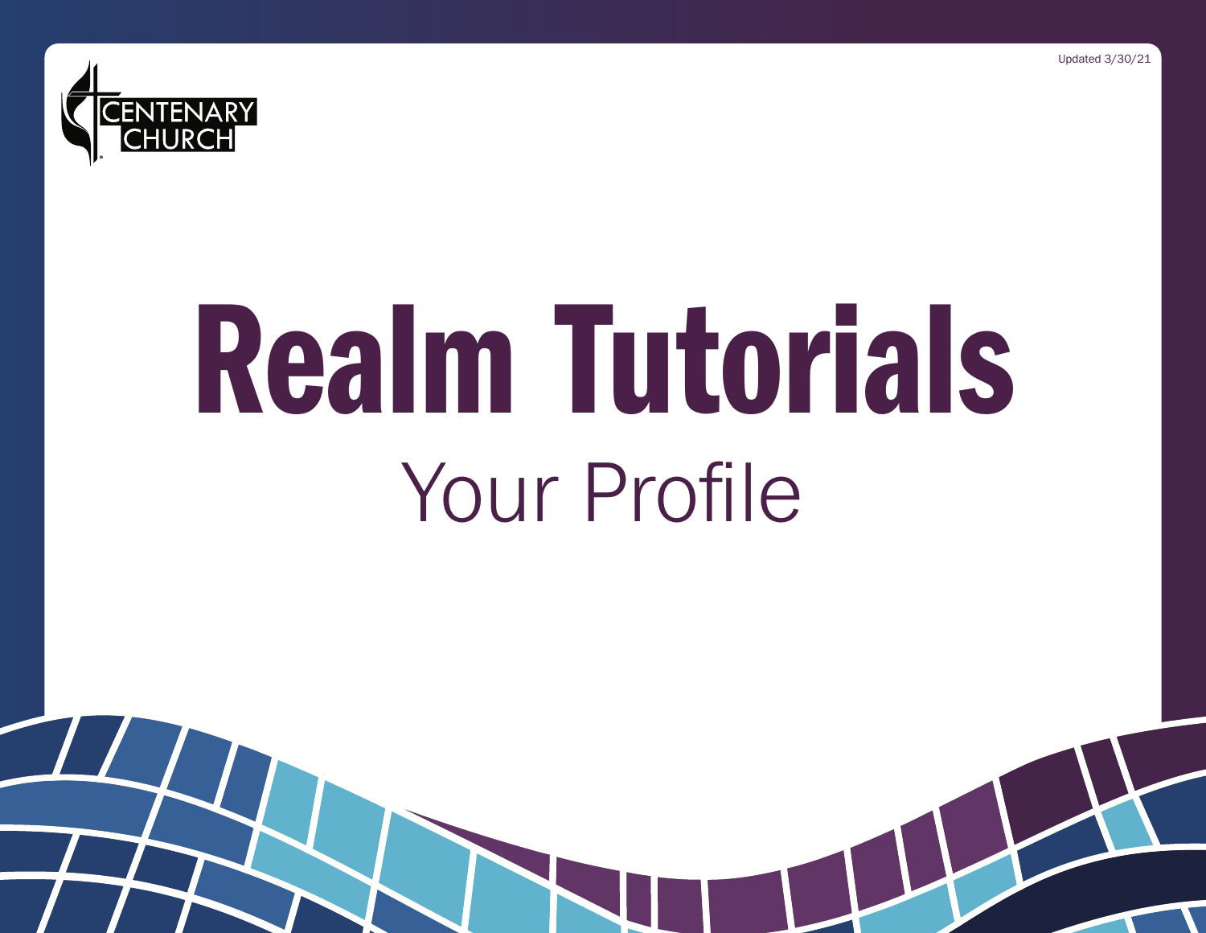Updated 3/30/21

CENTENARY CHURCH

# Realm Tutorials

## Your Profile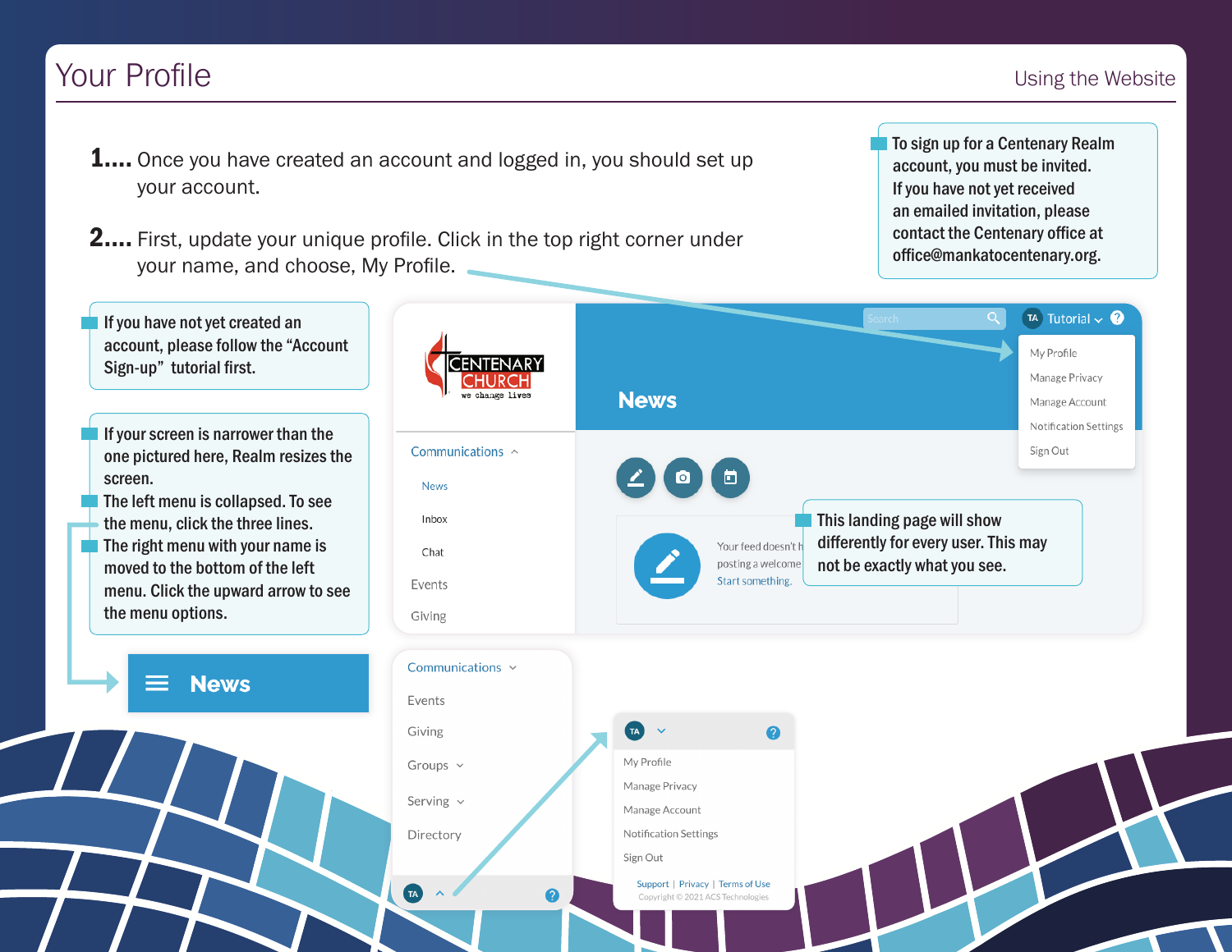# Your Profile

Using the Website

1.... Once you have created an account and logged in, you should set up your account.

2.... First, update your unique profile. Click in the top right corner under your name, and choose, My Profile.

To sign up for a Centenary Realm account, you must be invited. If you have not yet received an emailed invitation, please contact the Centenary office at office@mankatocentenary.org.

If you have not yet created an account, please follow the "Account Sign-up" tutorial first.

If your screen is narrower than the one pictured here, Realm resizes the screen.

The left menu is collapsed. To see the menu, click the three lines.

The right menu with your name is moved to the bottom of the left menu. Click the upward arrow to see the menu options.

This landing page will show differently for every user. This may not be exactly what you see.

News

Communications
- News
- Inbox
- Chat

Events

Giving

Groups

Serving

Directory

TA Tutorial

- My Profile
- Manage Privacy
- Manage Account
- Notification Settings
- Sign Out

Your feed doesn't h... posting a welcome... Start something.

Support | Privacy | Terms of Use

Copyright © 2021 ACS Technologies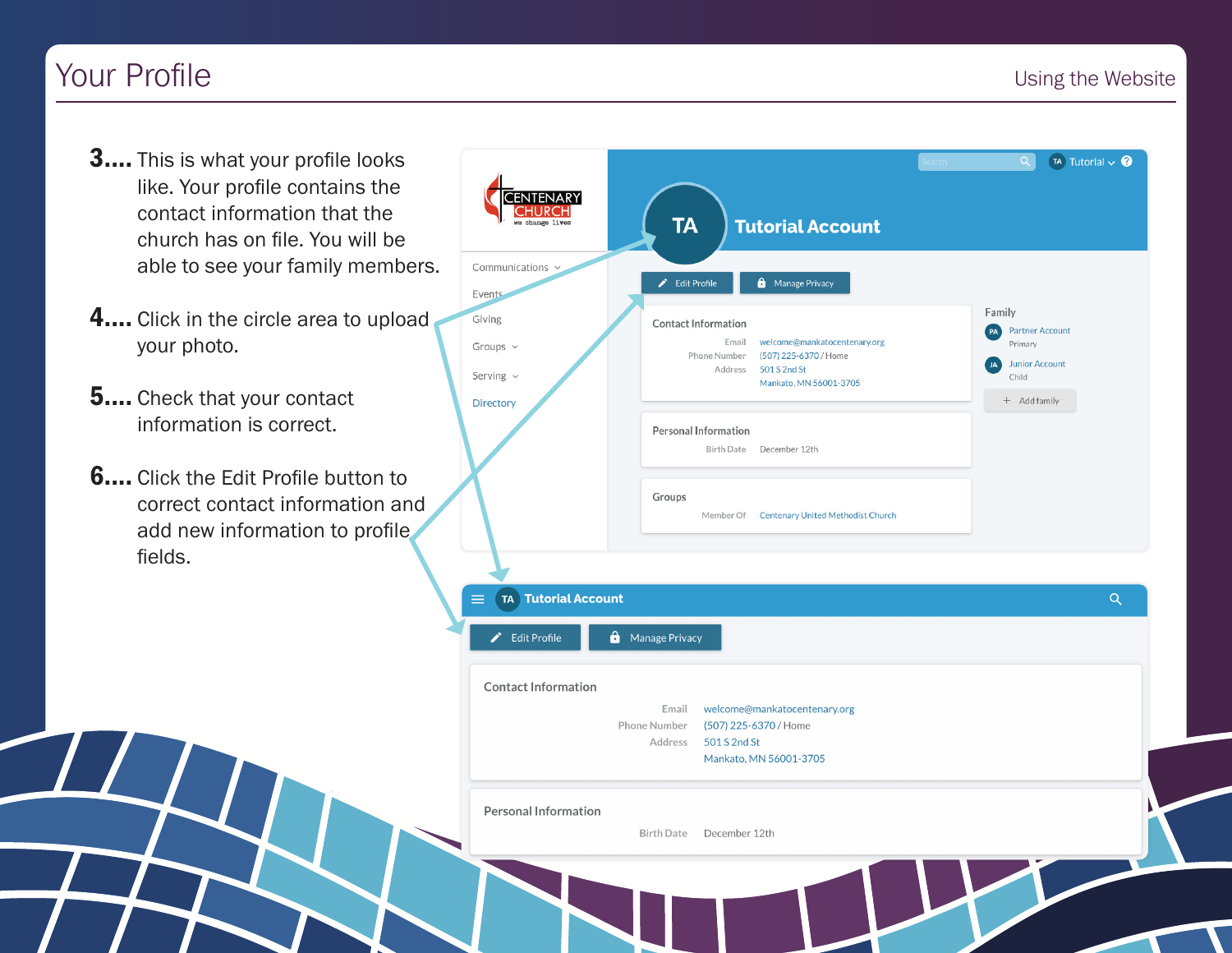# Your Profile

3.... This is what your profile looks like. Your profile contains the contact information that the church has on file. You will be able to see your family members.

4.... Click in the circle area to upload your photo.

5.... Check that your contact information is correct.

6.... Click the Edit Profile button to correct contact information and add new information to profile fields.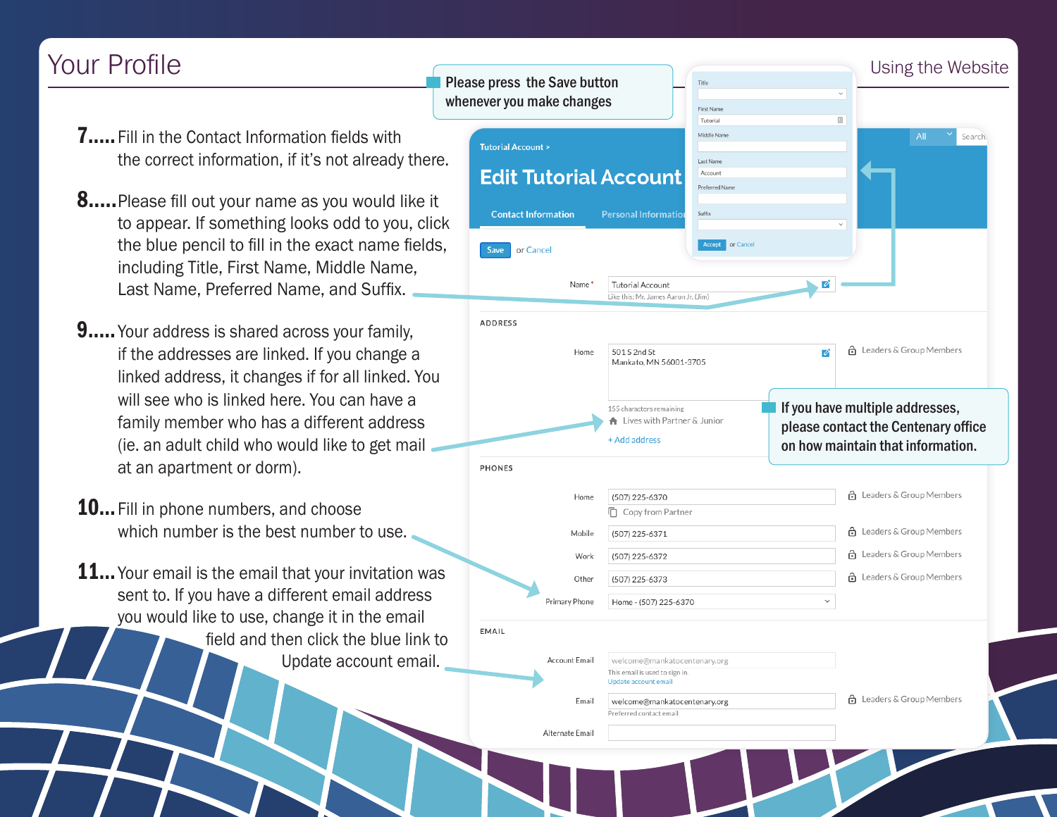# Your Profile

Please press the Save button whenever you make changes

7..... Fill in the Contact Information fields with the correct information, if it's not already there.

8..... Please fill out your name as you would like it to appear. If something looks odd to you, click the blue pencil to fill in the exact name fields, including Title, First Name, Middle Name, Last Name, Preferred Name, and Suffix.

9..... Your address is shared across your family, if the addresses are linked. If you change a linked address, it changes if for all linked. You will see who is linked here. You can have a family member who has a different address (ie. an adult child who would like to get mail at an apartment or dorm).

10... Fill in phone numbers, and choose which number is the best number to use.

11... Your email is the email that your invitation was sent to. If you have a different email address you would like to use, change it in the email field and then click the blue link to Update account email.

If you have multiple addresses, please contact the Centenary office on how maintain that information.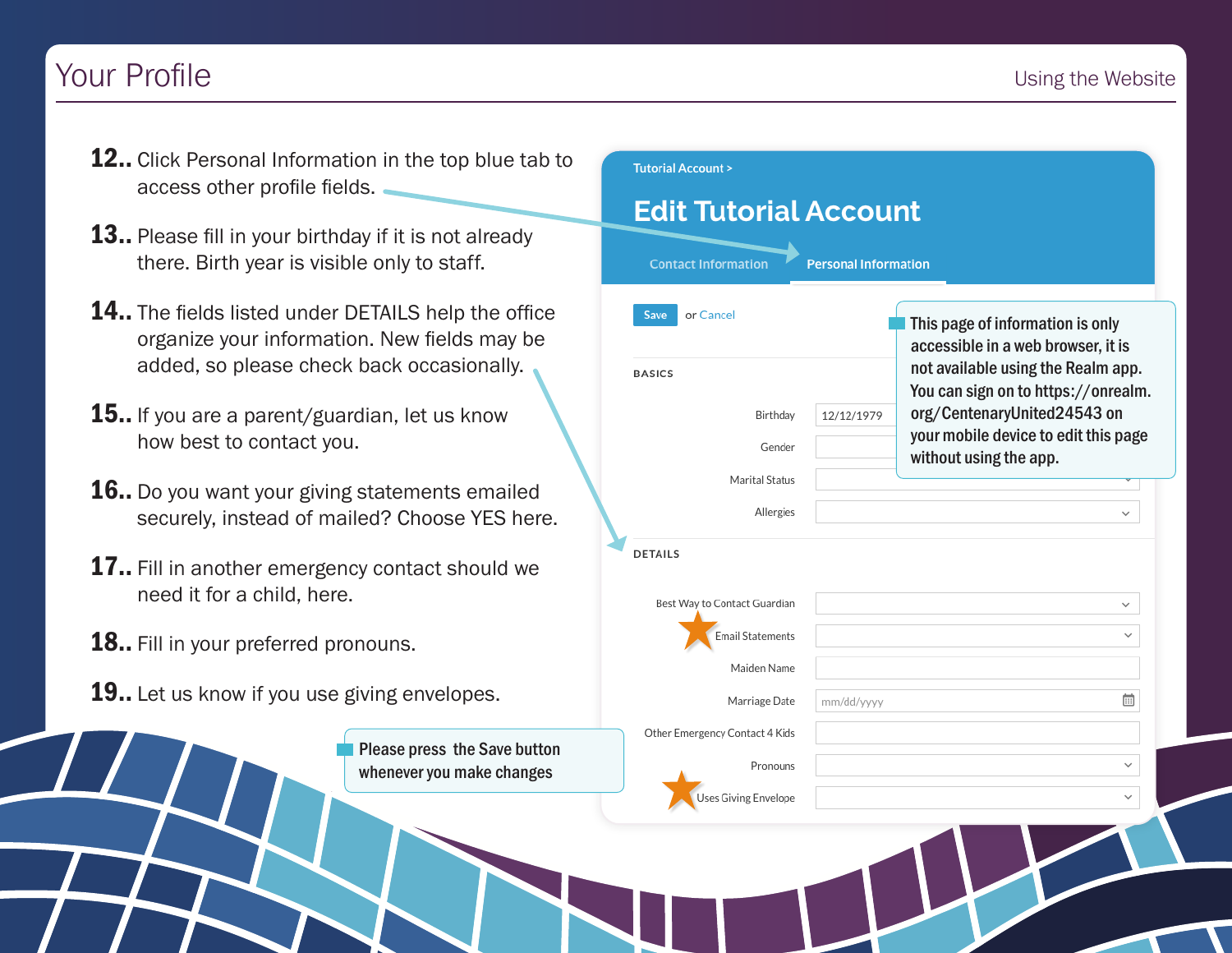# Your Profile

12. Click Personal Information in the top blue tab to access other profile fields.

13. Please fill in your birthday if it is not already there. Birth year is visible only to staff.

14. The fields listed under DETAILS help the office organize your information. New fields may be added, so please check back occasionally.

15. If you are a parent/guardian, let us know how best to contact you.

16. Do you want your giving statements emailed securely, instead of mailed? Choose YES here.

17. Fill in another emergency contact should we need it for a child, here.

18. Fill in your preferred pronouns.

19. Let us know if you use giving envelopes.

Please press the Save button whenever you make changes

Tutorial Account >

**Edit Tutorial Account**

Contact Information | Personal Information

Save or Cancel

This page of information is only accessible in a web browser, it is not available using the Realm app. You can sign on to https://onrealm.org/CenteraryUnited24543 on your mobile device to edit this page without using the app.

BASICS

Birthday: 12/12/1979

Gender

Marital Status

Allergies

DETAILS

Best Way to Contact Guardian

Email Statements

Maiden Name

Marriage Date: mm/dd/yyyy

Other Emergency Contact 4 Kids

Pronouns

Uses Giving Envelope